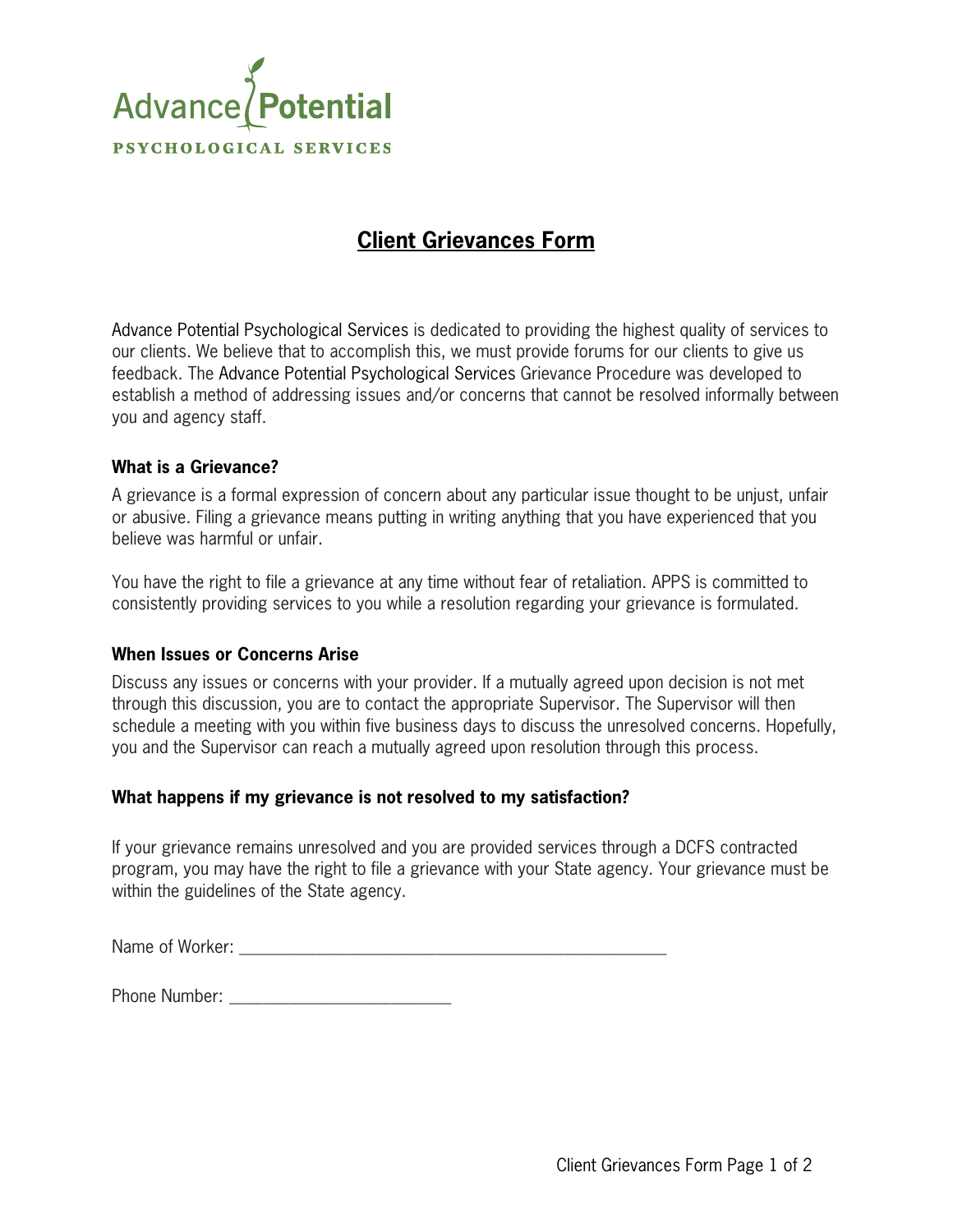Advance Potential

PSYCHOLOGICAL SERVICES

# Client Grievances Form

Advance Potential Psychological Services is dedicated to providing the highest quality of services to our clients. We believe that to accomplish this, we must provide forums for our clients to give us feedback. The Advance Potential Psychological Services Grievance Procedure was developed to establish a method of addressing issues and/or concerns that cannot be resolved informally between you and agency staff.

### What is a Grievance?

A grievance is a formal expression of concern about any particular issue thought to be unjust, unfair or abusive. Filing a grievance means putting in writing anything that you have experienced that you believe was harmful or unfair.

You have the right to file a grievance at any time without fear of retaliation. APPS is committed to consistently providing services to you while a resolution regarding your grievance is formulated.

### When Issues or Concerns Arise

Discuss any issues or concerns with your provider. If a mutually agreed upon decision is not met through this discussion, you are to contact the appropriate Supervisor. The Supervisor will then schedule a meeting with you within five business days to discuss the unresolved concerns. Hopefully, you and the Supervisor can reach a mutually agreed upon resolution through this process.

### What happens if my grievance is not resolved to my satisfaction?

If your grievance remains unresolved and you are provided services through a DCFS contracted program, you may have the right to file a grievance with your State agency. Your grievance must be within the guidelines of the State agency.

Name of Worker: ________________________________________________

Phone Number: _________________________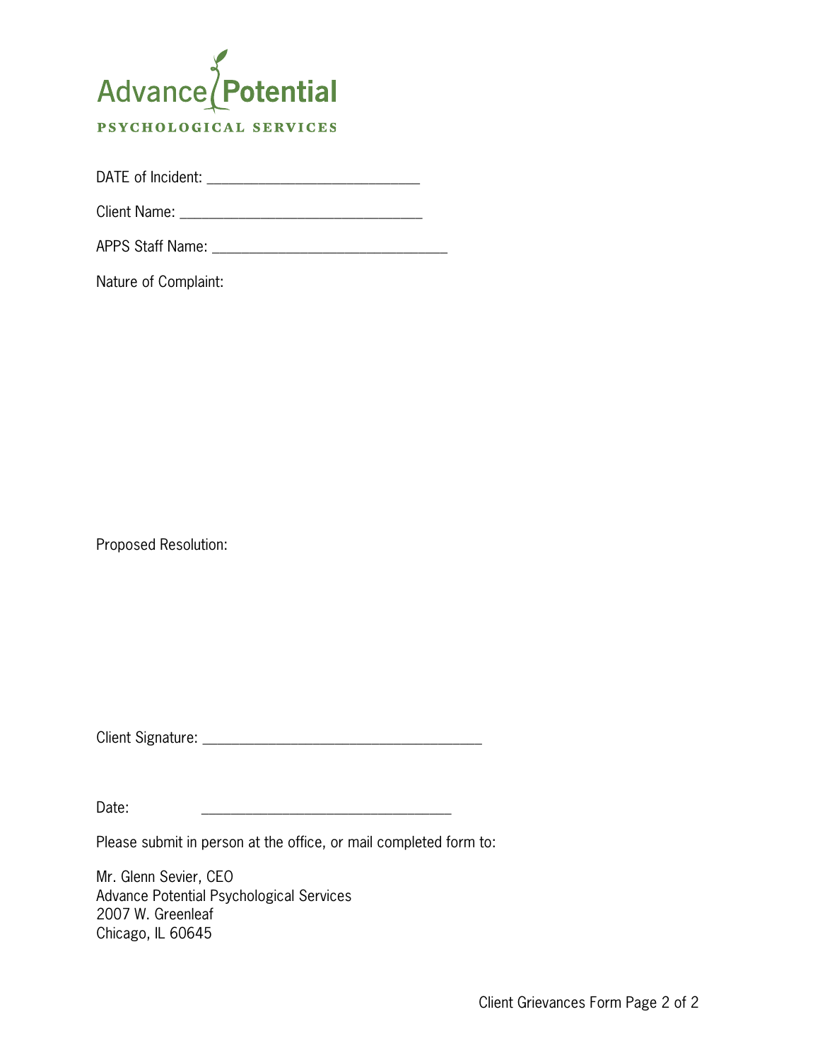Advance Potential

PSYCHOLOGICAL SERVICES

DATE of Incident: ____________________________

Client Name: ________________________________

APPS Staff Name: ______________________________

Nature of Complaint:

Proposed Resolution:

Client Signature: _____________________________________

Date: _________________________________

Please submit in person at the office, or mail completed form to:

Mr. Glenn Sevier, CEO  
Advance Potential Psychological Services  
2007 W. Greenleaf  
Chicago, IL 60645